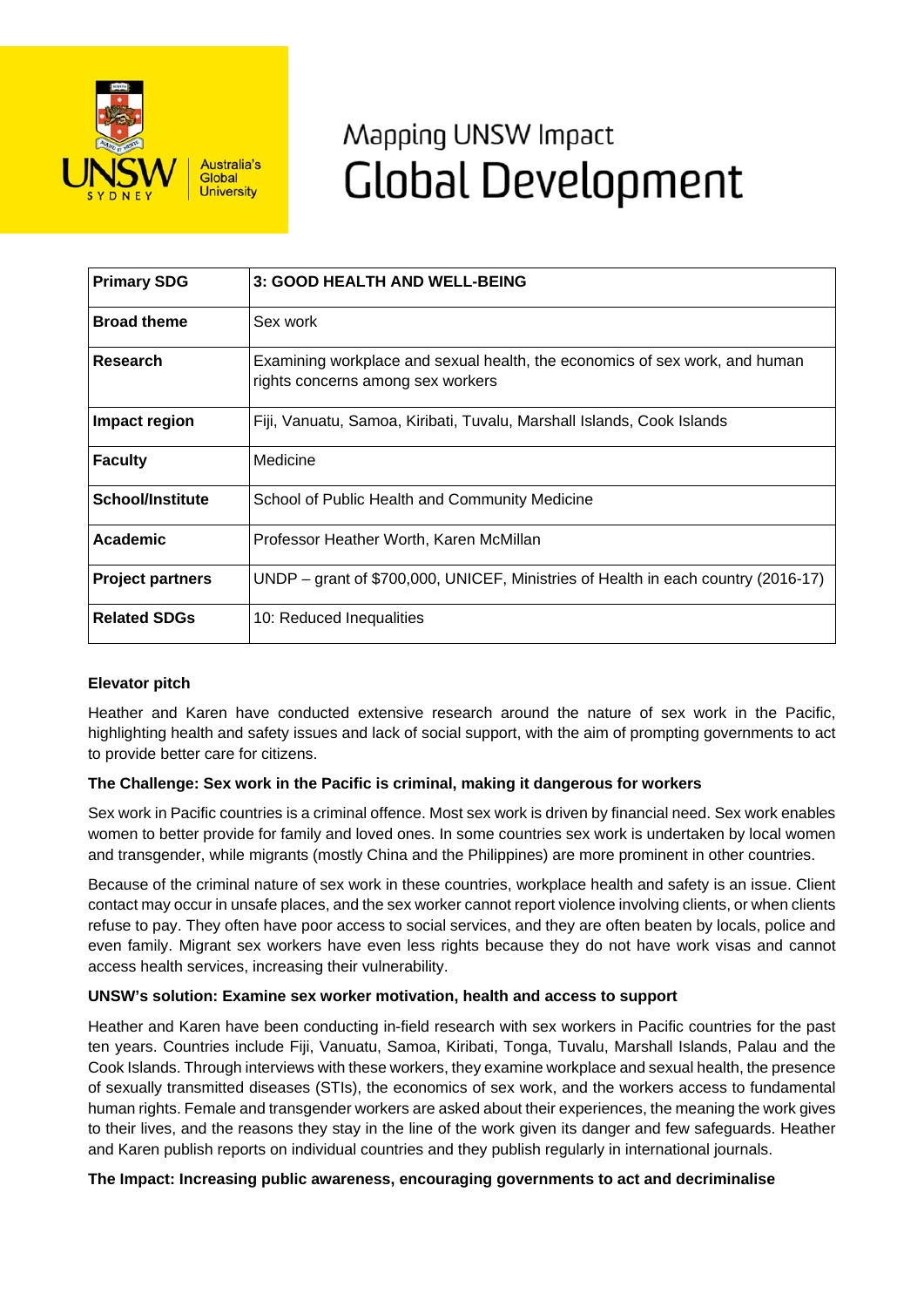# Mapping UNSW Impact
# Global Development

| **Primary SDG** | **3: GOOD HEALTH AND WELL-BEING** |
|---|---|
| **Broad theme** | Sex work |
| **Research** | Examining workplace and sexual health, the economics of sex work, and human rights concerns among sex workers |
| **Impact region** | Fiji, Vanuatu, Samoa, Kiribati, Tuvalu, Marshall Islands, Cook Islands |
| **Faculty** | Medicine |
| **School/Institute** | School of Public Health and Community Medicine |
| **Academic** | Professor Heather Worth, Karen McMillan |
| **Project partners** | UNDP – grant of $700,000, UNICEF, Ministries of Health in each country (2016-17) |
| **Related SDGs** | 10: Reduced Inequalities |

**Elevator pitch**

Heather and Karen have conducted extensive research around the nature of sex work in the Pacific, highlighting health and safety issues and lack of social support, with the aim of prompting governments to act to provide better care for citizens.

**The Challenge: Sex work in the Pacific is criminal, making it dangerous for workers**

Sex work in Pacific countries is a criminal offence. Most sex work is driven by financial need. Sex work enables women to better provide for family and loved ones. In some countries sex work is undertaken by local women and transgender, while migrants (mostly China and the Philippines) are more prominent in other countries.

Because of the criminal nature of sex work in these countries, workplace health and safety is an issue. Client contact may occur in unsafe places, and the sex worker cannot report violence involving clients, or when clients refuse to pay. They often have poor access to social services, and they are often beaten by locals, police and even family. Migrant sex workers have even less rights because they do not have work visas and cannot access health services, increasing their vulnerability.

**UNSW's solution: Examine sex worker motivation, health and access to support**

Heather and Karen have been conducting in-field research with sex workers in Pacific countries for the past ten years. Countries include Fiji, Vanuatu, Samoa, Kiribati, Tonga, Tuvalu, Marshall Islands, Palau and the Cook Islands. Through interviews with these workers, they examine workplace and sexual health, the presence of sexually transmitted diseases (STIs), the economics of sex work, and the workers access to fundamental human rights. Female and transgender workers are asked about their experiences, the meaning the work gives to their lives, and the reasons they stay in the line of the work given its danger and few safeguards. Heather and Karen publish reports on individual countries and they publish regularly in international journals.

**The Impact: Increasing public awareness, encouraging governments to act and decriminalise**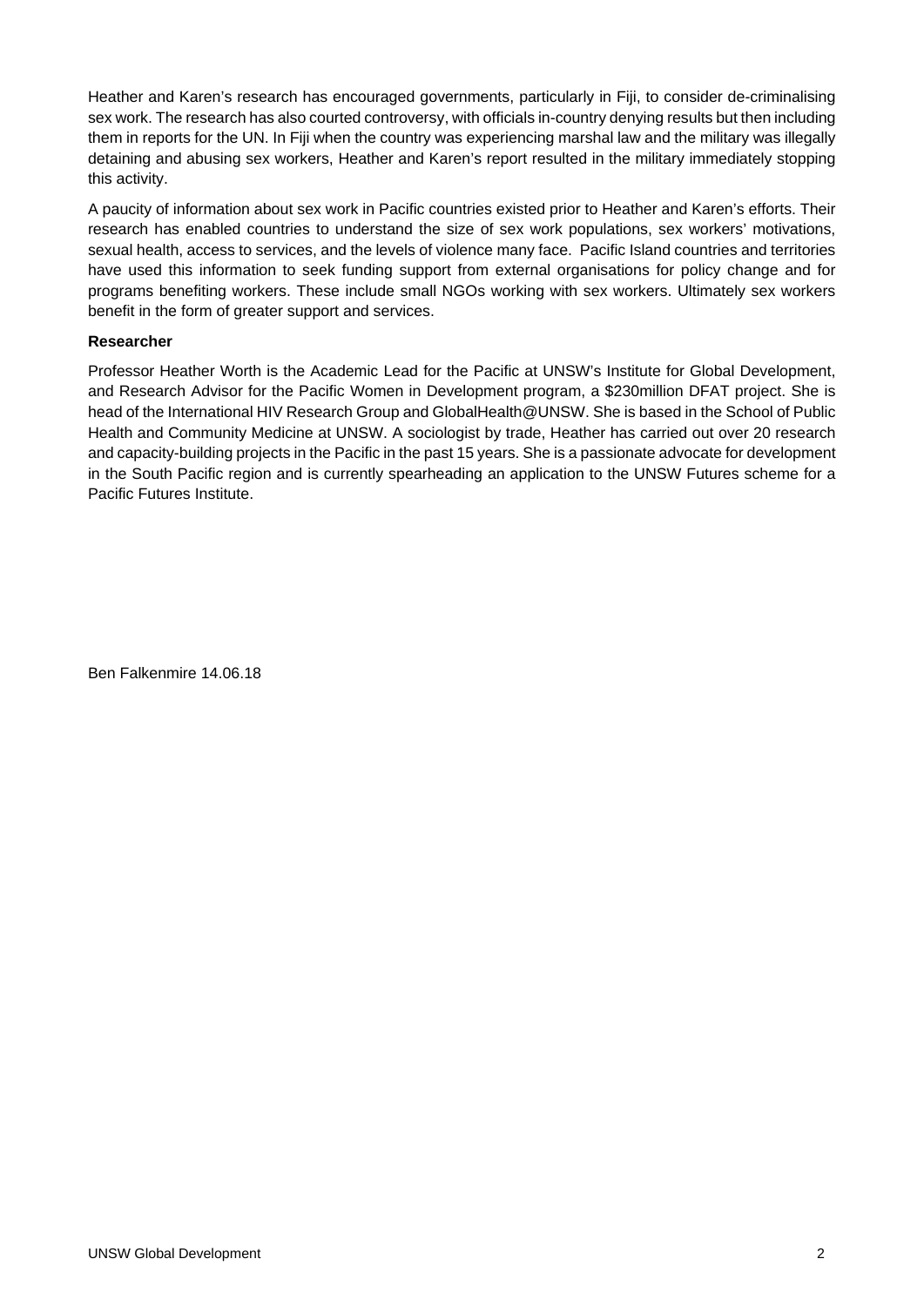Heather and Karen's research has encouraged governments, particularly in Fiji, to consider de-criminalising sex work. The research has also courted controversy, with officials in-country denying results but then including them in reports for the UN. In Fiji when the country was experiencing marshal law and the military was illegally detaining and abusing sex workers, Heather and Karen's report resulted in the military immediately stopping this activity.

A paucity of information about sex work in Pacific countries existed prior to Heather and Karen's efforts. Their research has enabled countries to understand the size of sex work populations, sex workers' motivations, sexual health, access to services, and the levels of violence many face. Pacific Island countries and territories have used this information to seek funding support from external organisations for policy change and for programs benefiting workers. These include small NGOs working with sex workers. Ultimately sex workers benefit in the form of greater support and services.

**Researcher**

Professor Heather Worth is the Academic Lead for the Pacific at UNSW's Institute for Global Development, and Research Advisor for the Pacific Women in Development program, a $230million DFAT project. She is head of the International HIV Research Group and GlobalHealth@UNSW. She is based in the School of Public Health and Community Medicine at UNSW. A sociologist by trade, Heather has carried out over 20 research and capacity-building projects in the Pacific in the past 15 years. She is a passionate advocate for development in the South Pacific region and is currently spearheading an application to the UNSW Futures scheme for a Pacific Futures Institute.

Ben Falkenmire 14.06.18